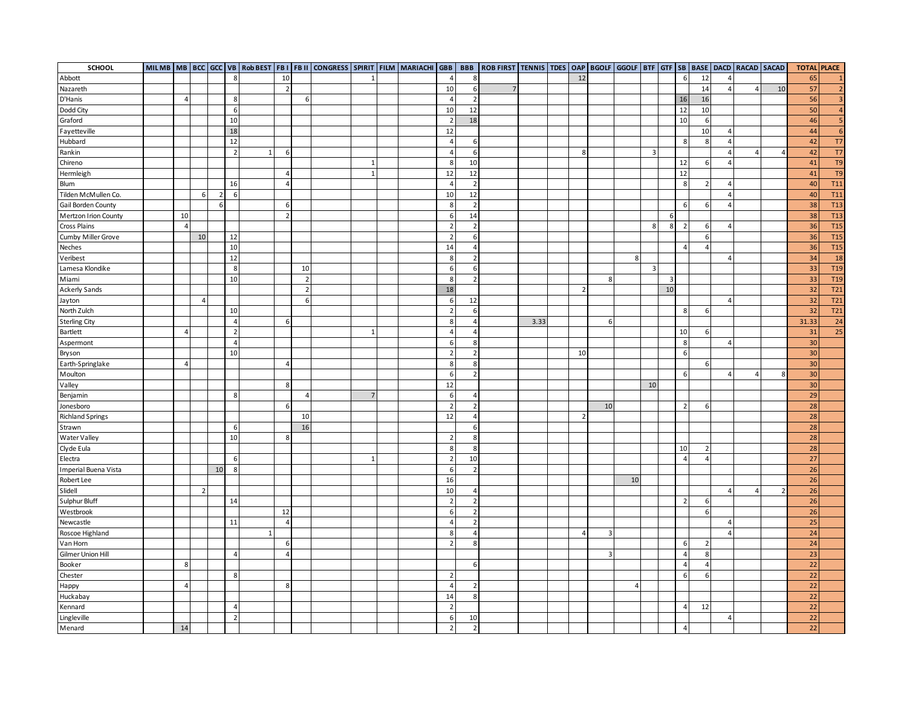| SCHOOL | MIL MB | MB | BCC | GCC | VB | Rob BEST | FB I | FB II | CONGRESS | SPIRIT | FILM | MARIACHI | GBB | BBB | ROB FIRST | TENNIS | TDES | OAP | BGOLF | GGOLF | BTF | GTF | SB | BASE | DACD | RACAD | SACAD | TOTAL | PLACE |
|---|---|---|---|---|---|---|---|---|---|---|---|---|---|---|---|---|---|---|---|---|---|---|---|---|---|---|---|---|---|
| Abbott | | | | | 8 | | 10 | | | 1 | | | 4 | 8 | | | | 12 | | | | | 6 | 12 | 4 | | | 65 | 1 |
| Nazareth | | | | | | | 2 | | | | | | 10 | 6 | 7 | | | | | | | | | 14 | 4 | 4 | 10 | 57 | 2 |
| D'Hanis | | 4 | | | 8 | | | 6 | | | | | 4 | 2 | | | | | | | | | 16 | 16 | | | | 56 | 3 |
| Dodd City | | | | | 6 | | | | | | | | 10 | 12 | | | | | | | | | 12 | 10 | | | | 50 | 4 |
| Graford | | | | | 10 | | | | | | | | 2 | 18 | | | | | | | | | 10 | 6 | | | | 46 | 5 |
| Fayetteville | | | | | 18 | | | | | | | | 12 | | | | | | | | | | | 10 | 4 | | | 44 | 6 |
| Hubbard | | | | | 12 | | | | | | | | 4 | 6 | | | | | | | | | 8 | 8 | 4 | | | 42 | T7 |
| Rankin | | | | | 2 | 1 | 6 | | | | | | 4 | 6 | | | | 8 | | | 3 | | | | 4 | 4 | 4 | 42 | T7 |
| Chireno | | | | | | | | | | 1 | | | 8 | 10 | | | | | | | | | 12 | 6 | 4 | | | 41 | T9 |
| Hermleigh | | | | | | | 4 | | | 1 | | | 12 | 12 | | | | | | | | | 12 | | | | | 41 | T9 |
| Blum | | | | | 16 | | 4 | | | | | | 4 | 2 | | | | | | | | | 8 | 2 | 4 | | | 40 | T11 |
| Tilden McMullen Co. | | | 6 | 2 | 6 | | | | | | | | 10 | 12 | | | | | | | | | | | 4 | | | 40 | T11 |
| Gail Borden County | | | | 6 | | | 6 | | | | | | 8 | 2 | | | | | | | | | 6 | 6 | 4 | | | 38 | T13 |
| Mertzon Irion County | | 10 | | | | | 2 | | | | | | 6 | 14 | | | | | | | | 6 | | | | | | 38 | T13 |
| Cross Plains | | 4 | | | | | | | | | | | 2 | 2 | | | | | | | 8 | 8 | 2 | 6 | 4 | | | 36 | T15 |
| Cumby Miller Grove | | | 10 | | 12 | | | | | | | | 2 | 6 | | | | | | | | | | 6 | | | | 36 | T15 |
| Neches | | | | | 10 | | | | | | | | 14 | 4 | | | | | | | | | 4 | 4 | | | | 36 | T15 |
| Veribest | | | | | 12 | | | | | | | | 8 | 2 | | | | | | 8 | | | | | 4 | | | 34 | 18 |
| Lamesa Klondike | | | | | 8 | | | 10 | | | | | 6 | 6 | | | | | | | 3 | | | | | | | 33 | T19 |
| Miami | | | | | 10 | | | 2 | | | | | 8 | 2 | | | | | 8 | | | 3 | | | | | | 33 | T19 |
| Ackerly Sands | | | | | | | | 2 | | | | | 18 | | | | | 2 | | | | 10 | | | | | | 32 | T21 |
| Jayton | | | 4 | | | | | 6 | | | | | 6 | 12 | | | | | | | | | | | 4 | | | 32 | T21 |
| North Zulch | | | | | 10 | | | | | | | | 2 | 6 | | | | | | | | | 8 | 6 | | | | 32 | T21 |
| Sterling City | | | | | 4 | | 6 | | | | | | 8 | 4 | | 3.33 | | | 6 | | | | | | | | | 31.33 | 24 |
| Bartlett | | 4 | | | 2 | | | | | 1 | | | 4 | 4 | | | | | | | | | 10 | 6 | | | | 31 | 25 |
| Aspermont | | | | | 4 | | | | | | | | 6 | 8 | | | | | | | | | 8 | | 4 | | | 30 | |
| Bryson | | | | | 10 | | | | | | | | 2 | 2 | | | | 10 | | | | | 6 | | | | | 30 | |
| Earth-Springlake | | 4 | | | | | 4 | | | | | | 8 | 8 | | | | | | | | | | 6 | | | | 30 | |
| Moulton | | | | | | | | | | | | | 6 | 2 | | | | | | | | | 6 | | 4 | 4 | 8 | 30 | |
| Valley | | | | | | | 8 | | | | | | 12 | | | | | | | | 10 | | | | | | | 30 | |
| Benjamin | | | | | 8 | | | 4 | | 7 | | | 6 | 4 | | | | | | | | | | | | | | 29 | |
| Jonesboro | | | | | | | 6 | | | | | | 2 | 2 | | | | | 10 | | | | 2 | 6 | | | | 28 | |
| Richland Springs | | | | | | | | 10 | | | | | 12 | 4 | | | | 2 | | | | | | | | | | 28 | |
| Strawn | | | | | 6 | | | 16 | | | | | | 6 | | | | | | | | | | | | | | 28 | |
| Water Valley | | | | | 10 | | 8 | | | | | | 2 | 8 | | | | | | | | | | | | | | 28 | |
| Clyde Eula | | | | | | | | | | | | | 8 | 8 | | | | | | | | | 10 | 2 | | | | 28 | |
| Electra | | | | | 6 | | | | | 1 | | | 2 | 10 | | | | | | | | | 4 | 4 | | | | 27 | |
| Imperial Buena Vista | | | | 10 | 8 | | | | | | | | 6 | 2 | | | | | | | | | | | | | | 26 | |
| Robert Lee | | | | | | | | | | | | | 16 | | | | | | | 10 | | | | | | | | 26 | |
| Slidell | | | 2 | | | | | | | | | | 10 | 4 | | | | | | | | | | | 4 | 4 | 2 | 26 | |
| Sulphur Bluff | | | | | 14 | | | | | | | | 2 | 2 | | | | | | | | | 2 | 6 | | | | 26 | |
| Westbrook | | | | | | | 12 | | | | | | 6 | 2 | | | | | | | | | | 6 | | | | 26 | |
| Newcastle | | | | | 11 | | 4 | | | | | | 4 | 2 | | | | | | | | | | | 4 | | | 25 | |
| Roscoe Highland | | | | | | 1 | | | | | | | 8 | 4 | | | | 4 | 3 | | | | | | 4 | | | 24 | |
| Van Horn | | | | | | | 6 | | | | | | 2 | 8 | | | | | | | | | 6 | 2 | | | | 24 | |
| Gilmer Union Hill | | | | | 4 | | 4 | | | | | | | | | | | | 3 | | | | 4 | 8 | | | | 23 | |
| Booker | | 8 | | | | | | | | | | | | 6 | | | | | | | | | 4 | 4 | | | | 22 | |
| Chester | | | | | 8 | | | | | | | | 2 | | | | | | | | | | 6 | 6 | | | | 22 | |
| Happy | | 4 | | | | | 8 | | | | | | 4 | 2 | | | | | | 4 | | | | | | | | 22 | |
| Huckabay | | | | | | | | | | | | | 14 | 8 | | | | | | | | | | | | | | 22 | |
| Kennard | | | | | 4 | | | | | | | | 2 | | | | | | | | | | 4 | 12 | | | | 22 | |
| Lingleville | | | | | 2 | | | | | | | | 6 | 10 | | | | | | | | | | | 4 | | | 22 | |
| Menard | | 14 | | | | | | | | | | | 2 | 2 | | | | | | | | | 4 | | | | | 22 | |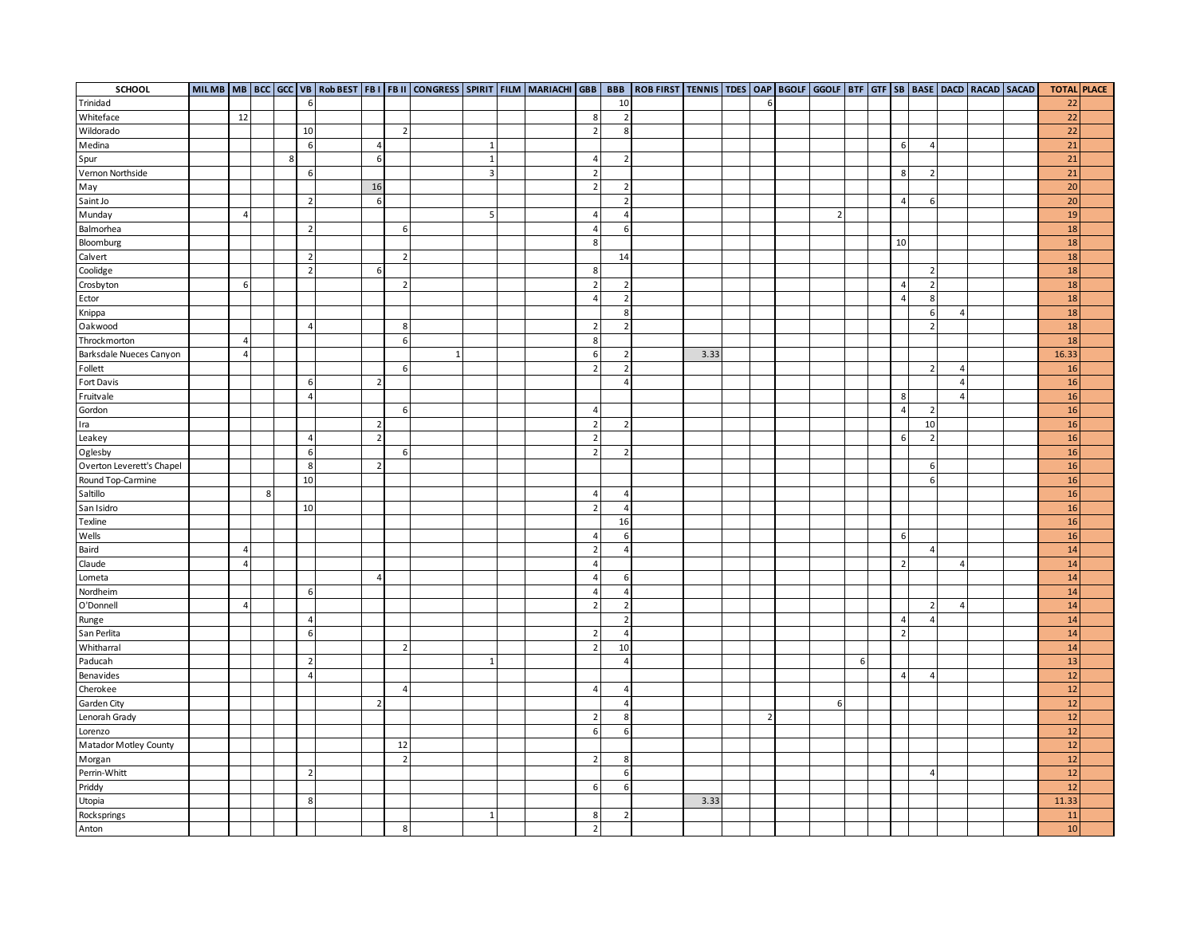| SCHOOL | MIL MB | MB | BCC | GCC | VB | Rob BEST | FB I | FB II | CONGRESS | SPIRIT | FILM | MARIACHI | GBB | BBB | ROB FIRST | TENNIS | TDES | OAP | BGOLF | GGOLF | BTF | GTF | SB | BASE | DACD | RACAD | SACAD | TOTAL | PLACE |
|---|---|---|---|---|---|---|---|---|---|---|---|---|---|---|---|---|---|---|---|---|---|---|---|---|---|---|---|---|---|
| Trinidad | | | | | 6 | | | | | | | | | 10 | | | | 6 | | | | | | | | | | 22 | |
| Whiteface | | 12 | | | | | | | | | | | 8 | 2 | | | | | | | | | | | | | | 22 | |
| Wildorado | | | | | 10 | | | 2 | | | | | 2 | 8 | | | | | | | | | | | | | | 22 | |
| Medina | | | | | 6 | | 4 | | | 1 | | | | | | | | | | | | | 6 | 4 | | | | 21 | |
| Spur | | | | 8 | | | 6 | | | 1 | | | 4 | 2 | | | | | | | | | | | | | | 21 | |
| Vernon Northside | | | | | 6 | | | | | 3 | | | 2 | | | | | | | | | | 8 | 2 | | | | 21 | |
| May | | | | | | | 16 | | | | | | 2 | 2 | | | | | | | | | | | | | | 20 | |
| Saint Jo | | | | | 2 | | 6 | | | | | | | 2 | | | | | | | | | 4 | 6 | | | | 20 | |
| Munday | | 4 | | | | | | | | 5 | | | 4 | 4 | | | | | | 2 | | | | | | | | 19 | |
| Balmorhea | | | | | 2 | | | 6 | | | | | 4 | 6 | | | | | | | | | | | | | | 18 | |
| Bloomburg | | | | | | | | | | | | | 8 | | | | | | | | | | 10 | | | | | 18 | |
| Calvert | | | | | 2 | | | 2 | | | | | | 14 | | | | | | | | | | | | | | 18 | |
| Coolidge | | | | | 2 | | 6 | | | | | | 8 | | | | | | | | | | | 2 | | | | 18 | |
| Crosbyton | | 6 | | | | | | 2 | | | | | 2 | 2 | | | | | | | | | 4 | 2 | | | | 18 | |
| Ector | | | | | | | | | | | | | 4 | 2 | | | | | | | | | 4 | 8 | | | | 18 | |
| Knippa | | | | | | | | | | | | | | 8 | | | | | | | | | | 6 | 4 | | | 18 | |
| Oakwood | | | | | 4 | | | 8 | | | | | 2 | 2 | | | | | | | | | | 2 | | | | 18 | |
| Throckmorton | | 4 | | | | | | 6 | | | | | 8 | | | | | | | | | | | | | | | 18 | |
| Barksdale Nueces Canyon | | 4 | | | | | | | 1 | | | | 6 | 2 | | 3.33 | | | | | | | | | | | | 16.33 | |
| Follett | | | | | | | | 6 | | | | | 2 | 2 | | | | | | | | | | 2 | 4 | | | 16 | |
| Fort Davis | | | | | 6 | | 2 | | | | | | | 4 | | | | | | | | | | | 4 | | | 16 | |
| Fruitvale | | | | | 4 | | | | | | | | | | | | | | | | | | 8 | | 4 | | | 16 | |
| Gordon | | | | | | | | 6 | | | | | 4 | | | | | | | | | | 4 | 2 | | | | 16 | |
| Ira | | | | | | | 2 | | | | | | 2 | 2 | | | | | | | | | | 10 | | | | 16 | |
| Leakey | | | | | 4 | | 2 | | | | | | 2 | | | | | | | | | | 6 | 2 | | | | 16 | |
| Oglesby | | | | | 6 | | | 6 | | | | | 2 | 2 | | | | | | | | | | | | | | 16 | |
| Overton Leverett's Chapel | | | | | 8 | | 2 | | | | | | | | | | | | | | | | | 6 | | | | 16 | |
| Round Top-Carmine | | | | | 10 | | | | | | | | | | | | | | | | | | | 6 | | | | 16 | |
| Saltillo | | | 8 | | | | | | | | | | 4 | 4 | | | | | | | | | | | | | | 16 | |
| San Isidro | | | | | 10 | | | | | | | | 2 | 4 | | | | | | | | | | | | | | 16 | |
| Texline | | | | | | | | | | | | | | 16 | | | | | | | | | | | | | | 16 | |
| Wells | | | | | | | | | | | | | 4 | 6 | | | | | | | | | 6 | | | | | 16 | |
| Baird | | 4 | | | | | | | | | | | 2 | 4 | | | | | | | | | | 4 | | | | 14 | |
| Claude | | 4 | | | | | | | | | | | 4 | | | | | | | | | | 2 | | 4 | | | 14 | |
| Lometa | | | | | | | 4 | | | | | | 4 | 6 | | | | | | | | | | | | | | 14 | |
| Nordheim | | | | | 6 | | | | | | | | 4 | 4 | | | | | | | | | | | | | | 14 | |
| O'Donnell | | 4 | | | | | | | | | | | 2 | 2 | | | | | | | | | | 2 | 4 | | | 14 | |
| Runge | | | | | 4 | | | | | | | | | 2 | | | | | | | | | 4 | 4 | | | | 14 | |
| San Perlita | | | | | 6 | | | | | | | | 2 | 4 | | | | | | | | | 2 | | | | | 14 | |
| Whitharral | | | | | | | | 2 | | | | | 2 | 10 | | | | | | | | | | | | | | 14 | |
| Paducah | | | | | 2 | | | | | 1 | | | | 4 | | | | | | | 6 | | | | | | | 13 | |
| Benavides | | | | | 4 | | | | | | | | | | | | | | | | | | 4 | 4 | | | | 12 | |
| Cherokee | | | | | | | | 4 | | | | | 4 | 4 | | | | | | | | | | | | | | 12 | |
| Garden City | | | | | | | 2 | | | | | | | 4 | | | | | | 6 | | | | | | | | 12 | |
| Lenorah Grady | | | | | | | | | | | | | 2 | 8 | | | | 2 | | | | | | | | | | 12 | |
| Lorenzo | | | | | | | | | | | | | 6 | 6 | | | | | | | | | | | | | | 12 | |
| Matador Motley County | | | | | | | | 12 | | | | | | | | | | | | | | | | | | | | 12 | |
| Morgan | | | | | | | | 2 | | | | | 2 | 8 | | | | | | | | | | | | | | 12 | |
| Perrin-Whitt | | | | | 2 | | | | | | | | | 6 | | | | | | | | | | 4 | | | | 12 | |
| Priddy | | | | | | | | | | | | | 6 | 6 | | | | | | | | | | | | | | 12 | |
| Utopia | | | | | 8 | | | | | | | | | | | 3.33 | | | | | | | | | | | | 11.33 | |
| Rocksprings | | | | | | | | | | 1 | | | 8 | 2 | | | | | | | | | | | | | | 11 | |
| Anton | | | | | | | | 8 | | | | | 2 | | | | | | | | | | | | | | | 10 | |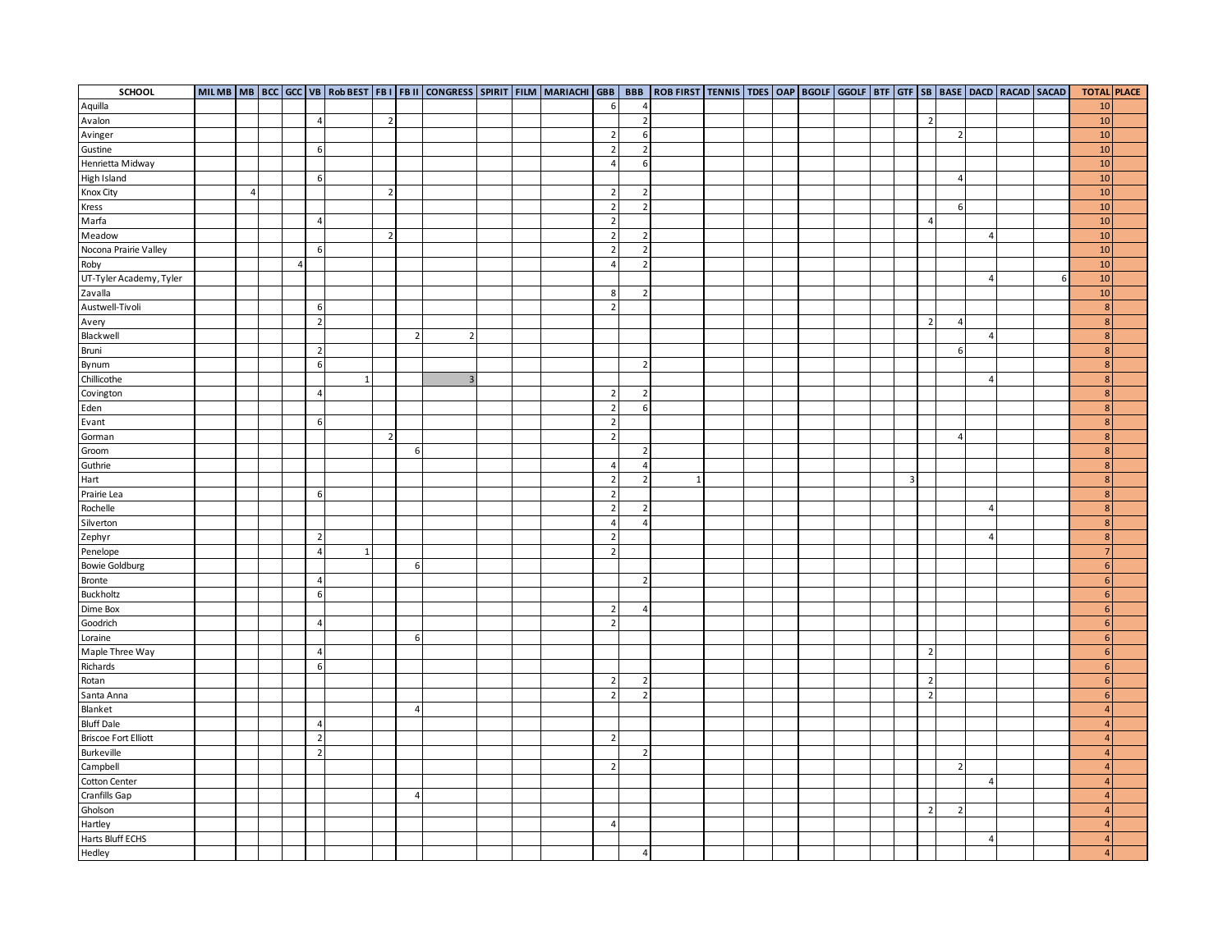| SCHOOL | MIL MB | MB | BCC | GCC | VB | Rob BEST | FB I | FB II | CONGRESS | SPIRIT | FILM | MARIACHI | GBB | BBB | ROB FIRST | TENNIS | TDES | OAP | BGOLF | GGOLF | BTF | GTF | SB | BASE | DACD | RACAD | SACAD | TOTAL | PLACE |
|---|---|---|---|---|---|---|---|---|---|---|---|---|---|---|---|---|---|---|---|---|---|---|---|---|---|---|---|---|---|
| Aquilla | | | | | | | | | | | | | 6 | 4 | | | | | | | | | | | | | | 10 | |
| Avalon | | | | | 4 | | 2 | | | | | | | 2 | | | | | | | | | 2 | | | | | 10 | |
| Avinger | | | | | | | | | | | | | 2 | 6 | | | | | | | | | | 2 | | | | 10 | |
| Gustine | | | | | 6 | | | | | | | | 2 | 2 | | | | | | | | | | | | | | 10 | |
| Henrietta Midway | | | | | | | | | | | | | 4 | 6 | | | | | | | | | | | | | | 10 | |
| High Island | | | | | 6 | | | | | | | | | | | | | | | | | | | 4 | | | | 10 | |
| Knox City | | 4 | | | | | 2 | | | | | | 2 | 2 | | | | | | | | | | | | | | 10 | |
| Kress | | | | | | | | | | | | | 2 | 2 | | | | | | | | | | 6 | | | | 10 | |
| Marfa | | | | | 4 | | | | | | | | 2 | | | | | | | | | | 4 | | | | | 10 | |
| Meadow | | | | | | | 2 | | | | | | 2 | 2 | | | | | | | | | | | 4 | | | 10 | |
| Nocona Prairie Valley | | | | | 6 | | | | | | | | 2 | 2 | | | | | | | | | | | | | | 10 | |
| Roby | | | | 4 | | | | | | | | | 4 | 2 | | | | | | | | | | | | | | 10 | |
| UT-Tyler Academy, Tyler | | | | | | | | | | | | | | | | | | | | | | | | | 4 | | 6 | 10 | |
| Zavalla | | | | | | | | | | | | | 8 | 2 | | | | | | | | | | | | | | 10 | |
| Austwell-Tivoli | | | | | 6 | | | | | | | | 2 | | | | | | | | | | | | | | | 8 | |
| Avery | | | | | 2 | | | | | | | | | | | | | | | | | | 2 | 4 | | | | 8 | |
| Blackwell | | | | | | | | 2 | 2 | | | | | | | | | | | | | | | | 4 | | | 8 | |
| Bruni | | | | | 2 | | | | | | | | | | | | | | | | | | | 6 | | | | 8 | |
| Bynum | | | | | 6 | | | | | | | | | 2 | | | | | | | | | | | | | | 8 | |
| Chillicothe | | | | | | 1 | | | 3 | | | | | | | | | | | | | | | | 4 | | | 8 | |
| Covington | | | | | 4 | | | | | | | | 2 | 2 | | | | | | | | | | | | | | 8 | |
| Eden | | | | | | | | | | | | | 2 | 6 | | | | | | | | | | | | | | 8 | |
| Evant | | | | | 6 | | | | | | | | 2 | | | | | | | | | | | | | | | 8 | |
| Gorman | | | | | | | 2 | | | | | | 2 | | | | | | | | | | | 4 | | | | 8 | |
| Groom | | | | | | | | 6 | | | | | | 2 | | | | | | | | | | | | | | 8 | |
| Guthrie | | | | | | | | | | | | | 4 | 4 | | | | | | | | | | | | | | 8 | |
| Hart | | | | | | | | | | | | | 2 | 2 | 1 | | | | | | | 3 | | | | | | 8 | |
| Prairie Lea | | | | | 6 | | | | | | | | 2 | | | | | | | | | | | | | | | 8 | |
| Rochelle | | | | | | | | | | | | | 2 | 2 | | | | | | | | | | | 4 | | | 8 | |
| Silverton | | | | | | | | | | | | | 4 | 4 | | | | | | | | | | | | | | 8 | |
| Zephyr | | | | | 2 | | | | | | | | 2 | | | | | | | | | | | | 4 | | | 8 | |
| Penelope | | | | | 4 | 1 | | | | | | | 2 | | | | | | | | | | | | | | | 7 | |
| Bowie Goldburg | | | | | | | | 6 | | | | | | | | | | | | | | | | | | | | 6 | |
| Bronte | | | | | 4 | | | | | | | | | 2 | | | | | | | | | | | | | | 6 | |
| Buckholtz | | | | | 6 | | | | | | | | | | | | | | | | | | | | | | | 6 | |
| Dime Box | | | | | | | | | | | | | 2 | 4 | | | | | | | | | | | | | | 6 | |
| Goodrich | | | | | 4 | | | | | | | | 2 | | | | | | | | | | | | | | | 6 | |
| Loraine | | | | | | | | 6 | | | | | | | | | | | | | | | | | | | | 6 | |
| Maple Three Way | | | | | 4 | | | | | | | | | | | | | | | | | | 2 | | | | | 6 | |
| Richards | | | | | 6 | | | | | | | | | | | | | | | | | | | | | | | 6 | |
| Rotan | | | | | | | | | | | | | 2 | 2 | | | | | | | | | 2 | | | | | 6 | |
| Santa Anna | | | | | | | | | | | | | 2 | 2 | | | | | | | | | 2 | | | | | 6 | |
| Blanket | | | | | | | | 4 | | | | | | | | | | | | | | | | | | | | 4 | |
| Bluff Dale | | | | | 4 | | | | | | | | | | | | | | | | | | | | | | | 4 | |
| Briscoe Fort Elliott | | | | | 2 | | | | | | | | 2 | | | | | | | | | | | | | | | 4 | |
| Burkeville | | | | | 2 | | | | | | | | | 2 | | | | | | | | | | | | | | 4 | |
| Campbell | | | | | | | | | | | | | 2 | | | | | | | | | | | 2 | | | | 4 | |
| Cotton Center | | | | | | | | | | | | | | | | | | | | | | | | | 4 | | | 4 | |
| Cranfills Gap | | | | | | | | 4 | | | | | | | | | | | | | | | | | | | | 4 | |
| Gholson | | | | | | | | | | | | | | | | | | | | | | | 2 | 2 | | | | 4 | |
| Hartley | | | | | | | | | | | | | 4 | | | | | | | | | | | | | | | 4 | |
| Harts Bluff ECHS | | | | | | | | | | | | | | | | | | | | | | | | | 4 | | | 4 | |
| Hedley | | | | | | | | | | | | | | 4 | | | | | | | | | | | | | | 4 | |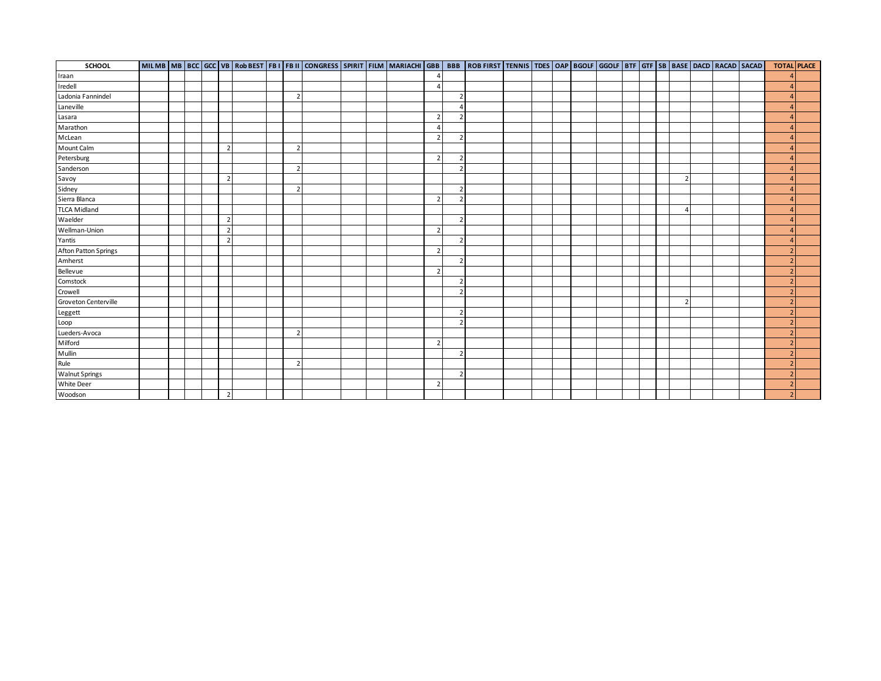| SCHOOL | MIL MB | MB | BCC | GCC | VB | Rob BEST | FB I | FB II | CONGRESS | SPIRIT | FILM | MARIACHI | GBB | BBB | ROB FIRST | TENNIS | TDES | OAP | BGOLF | GGOLF | BTF | GTF | SB | BASE | DACD | RACAD | SACAD | TOTAL | PLACE |
|---|---|---|---|---|---|---|---|---|---|---|---|---|---|---|---|---|---|---|---|---|---|---|---|---|---|---|---|---|---|
| Iraan | | | | | | | | | | | | | 4 | | | | | | | | | | | | | | | 4 | |
| Iredell | | | | | | | | | | | | | 4 | | | | | | | | | | | | | | | 4 | |
| Ladonia Fannindel | | | | | | | | 2 | | | | | | 2 | | | | | | | | | | | | | | 4 | |
| Laneville | | | | | | | | | | | | | | 4 | | | | | | | | | | | | | | 4 | |
| Lasara | | | | | | | | | | | | | 2 | 2 | | | | | | | | | | | | | | 4 | |
| Marathon | | | | | | | | | | | | | 4 | | | | | | | | | | | | | | | 4 | |
| McLean | | | | | | | | | | | | | 2 | 2 | | | | | | | | | | | | | | 4 | |
| Mount Calm | | | | | 2 | | | 2 | | | | | | | | | | | | | | | | | | | | 4 | |
| Petersburg | | | | | | | | | | | | | 2 | 2 | | | | | | | | | | | | | | 4 | |
| Sanderson | | | | | | | | 2 | | | | | | 2 | | | | | | | | | | | | | | 4 | |
| Savoy | | | | | 2 | | | | | | | | | | | | | | | | | | | 2 | | | | 4 | |
| Sidney | | | | | | | | 2 | | | | | | 2 | | | | | | | | | | | | | | 4 | |
| Sierra Blanca | | | | | | | | | | | | | 2 | 2 | | | | | | | | | | | | | | 4 | |
| TLCA Midland | | | | | | | | | | | | | | | | | | | | | | | | 4 | | | | 4 | |
| Waelder | | | | | 2 | | | | | | | | | 2 | | | | | | | | | | | | | | 4 | |
| Wellman-Union | | | | | 2 | | | | | | | | 2 | | | | | | | | | | | | | | | 4 | |
| Yantis | | | | | 2 | | | | | | | | | 2 | | | | | | | | | | | | | | 4 | |
| Afton Patton Springs | | | | | | | | | | | | | 2 | | | | | | | | | | | | | | | 2 | |
| Amherst | | | | | | | | | | | | | | 2 | | | | | | | | | | | | | | 2 | |
| Bellevue | | | | | | | | | | | | | 2 | | | | | | | | | | | | | | | 2 | |
| Comstock | | | | | | | | | | | | | | 2 | | | | | | | | | | | | | | 2 | |
| Crowell | | | | | | | | | | | | | | 2 | | | | | | | | | | | | | | 2 | |
| Groveton Centerville | | | | | | | | | | | | | | | | | | | | | | | | 2 | | | | 2 | |
| Leggett | | | | | | | | | | | | | | 2 | | | | | | | | | | | | | | 2 | |
| Loop | | | | | | | | | | | | | | 2 | | | | | | | | | | | | | | 2 | |
| Lueders-Avoca | | | | | | | | 2 | | | | | | | | | | | | | | | | | | | | 2 | |
| Milford | | | | | | | | | | | | | 2 | | | | | | | | | | | | | | | 2 | |
| Mullin | | | | | | | | | | | | | | 2 | | | | | | | | | | | | | | 2 | |
| Rule | | | | | | | | 2 | | | | | | | | | | | | | | | | | | | | 2 | |
| Walnut Springs | | | | | | | | | | | | | | 2 | | | | | | | | | | | | | | 2 | |
| White Deer | | | | | | | | | | | | | 2 | | | | | | | | | | | | | | | 2 | |
| Woodson | | | | | 2 | | | | | | | | | | | | | | | | | | | | | | | 2 | |